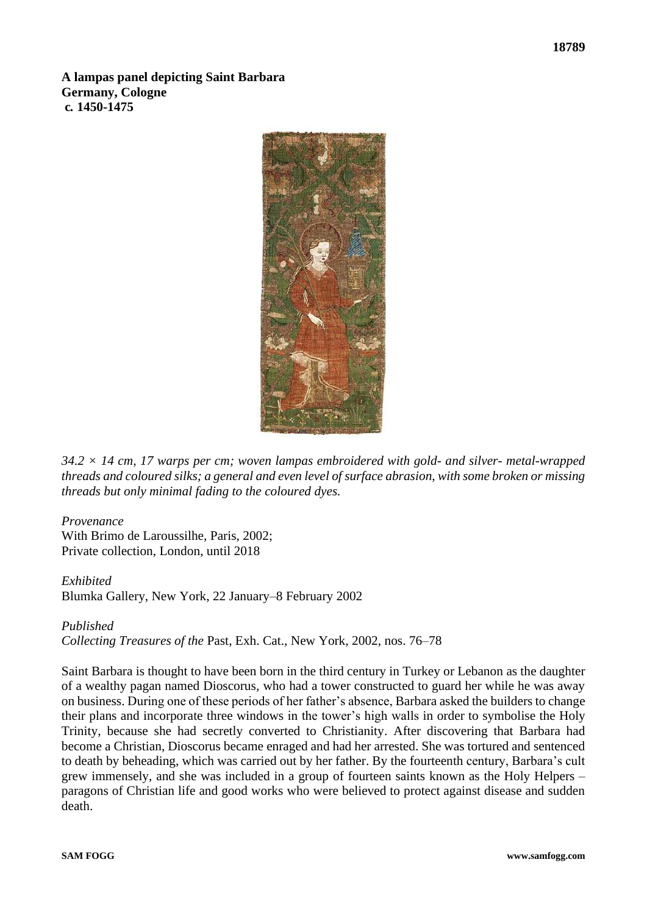**A lampas panel depicting Saint Barbara**
**Germany, Cologne**
**c. 1450-1475**

*34.2 × 14 cm, 17 warps per cm; woven lampas embroidered with gold- and silver- metal-wrapped threads and coloured silks; a general and even level of surface abrasion, with some broken or missing threads but only minimal fading to the coloured dyes.*

*Provenance*
With Brimo de Laroussilhe, Paris, 2002;
Private collection, London, until 2018

*Exhibited*
Blumka Gallery, New York, 22 January–8 February 2002

*Published*
*Collecting Treasures of the* Past, Exh. Cat., New York, 2002, nos. 76–78

Saint Barbara is thought to have been born in the third century in Turkey or Lebanon as the daughter of a wealthy pagan named Dioscorus, who had a tower constructed to guard her while he was away on business. During one of these periods of her father's absence, Barbara asked the builders to change their plans and incorporate three windows in the tower's high walls in order to symbolise the Holy Trinity, because she had secretly converted to Christianity. After discovering that Barbara had become a Christian, Dioscorus became enraged and had her arrested. She was tortured and sentenced to death by beheading, which was carried out by her father. By the fourteenth century, Barbara's cult grew immensely, and she was included in a group of fourteen saints known as the Holy Helpers – paragons of Christian life and good works who were believed to protect against disease and sudden death.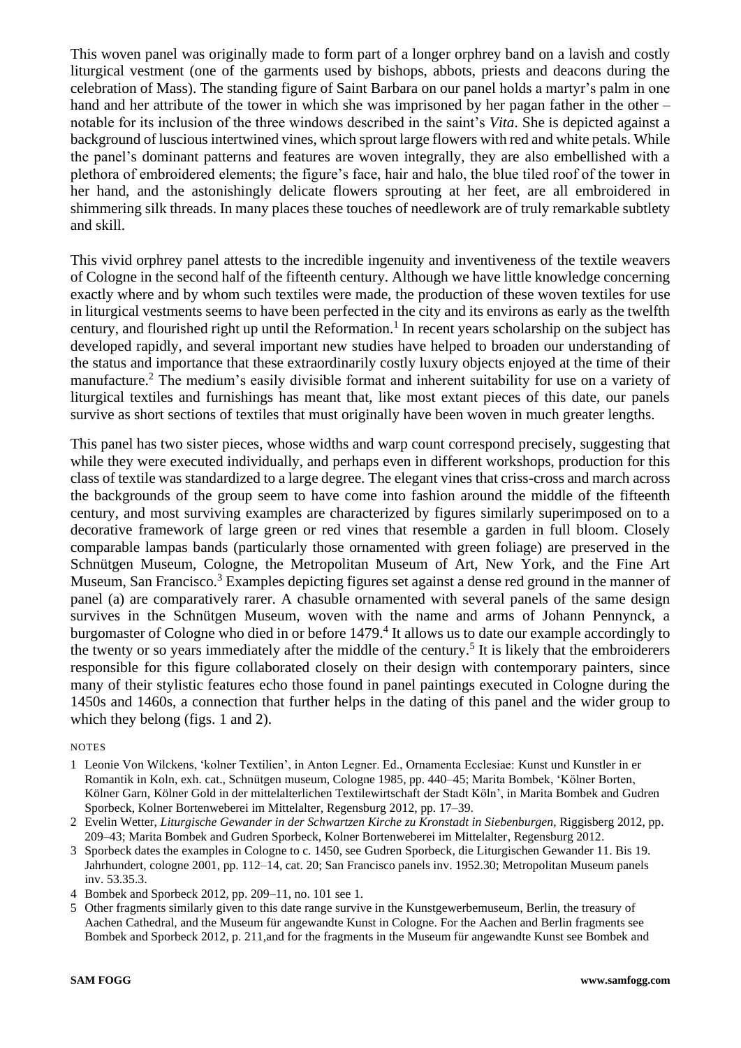This woven panel was originally made to form part of a longer orphrey band on a lavish and costly liturgical vestment (one of the garments used by bishops, abbots, priests and deacons during the celebration of Mass). The standing figure of Saint Barbara on our panel holds a martyr's palm in one hand and her attribute of the tower in which she was imprisoned by her pagan father in the other – notable for its inclusion of the three windows described in the saint's *Vita*. She is depicted against a background of luscious intertwined vines, which sprout large flowers with red and white petals. While the panel's dominant patterns and features are woven integrally, they are also embellished with a plethora of embroidered elements; the figure's face, hair and halo, the blue tiled roof of the tower in her hand, and the astonishingly delicate flowers sprouting at her feet, are all embroidered in shimmering silk threads. In many places these touches of needlework are of truly remarkable subtlety and skill.

This vivid orphrey panel attests to the incredible ingenuity and inventiveness of the textile weavers of Cologne in the second half of the fifteenth century. Although we have little knowledge concerning exactly where and by whom such textiles were made, the production of these woven textiles for use in liturgical vestments seems to have been perfected in the city and its environs as early as the twelfth century, and flourished right up until the Reformation.[1] In recent years scholarship on the subject has developed rapidly, and several important new studies have helped to broaden our understanding of the status and importance that these extraordinarily costly luxury objects enjoyed at the time of their manufacture.[2] The medium's easily divisible format and inherent suitability for use on a variety of liturgical textiles and furnishings has meant that, like most extant pieces of this date, our panels survive as short sections of textiles that must originally have been woven in much greater lengths.

This panel has two sister pieces, whose widths and warp count correspond precisely, suggesting that while they were executed individually, and perhaps even in different workshops, production for this class of textile was standardized to a large degree. The elegant vines that criss-cross and march across the backgrounds of the group seem to have come into fashion around the middle of the fifteenth century, and most surviving examples are characterized by figures similarly superimposed on to a decorative framework of large green or red vines that resemble a garden in full bloom. Closely comparable lampas bands (particularly those ornamented with green foliage) are preserved in the Schnütgen Museum, Cologne, the Metropolitan Museum of Art, New York, and the Fine Art Museum, San Francisco.[3] Examples depicting figures set against a dense red ground in the manner of panel (a) are comparatively rarer. A chasuble ornamented with several panels of the same design survives in the Schnütgen Museum, woven with the name and arms of Johann Pennynck, a burgomaster of Cologne who died in or before 1479.[4] It allows us to date our example accordingly to the twenty or so years immediately after the middle of the century.[5] It is likely that the embroiderers responsible for this figure collaborated closely on their design with contemporary painters, since many of their stylistic features echo those found in panel paintings executed in Cologne during the 1450s and 1460s, a connection that further helps in the dating of this panel and the wider group to which they belong (figs. 1 and 2).

NOTES

1 Leonie Von Wilckens, 'kolner Textilien', in Anton Legner. Ed., Ornamenta Ecclesiae: Kunst und Kunstler in er Romantik in Koln, exh. cat., Schnütgen museum, Cologne 1985, pp. 440–45; Marita Bombek, 'Kölner Borten, Kölner Garn, Kölner Gold in der mittelalterlichen Textilewirtschaft der Stadt Köln', in Marita Bombek and Gudren Sporbeck, Kolner Bortenweberei im Mittelalter, Regensburg 2012, pp. 17–39.

2 Evelin Wetter, *Liturgische Gewander in der Schwartzen Kirche zu Kronstadt in Siebenburgen*, Riggisberg 2012, pp. 209–43; Marita Bombek and Gudren Sporbeck, Kolner Bortenweberei im Mittelalter, Regensburg 2012.

3 Sporbeck dates the examples in Cologne to c. 1450, see Gudren Sporbeck, die Liturgischen Gewander 11. Bis 19. Jahrhundert, cologne 2001, pp. 112–14, cat. 20; San Francisco panels inv. 1952.30; Metropolitan Museum panels inv. 53.35.3.

4 Bombek and Sporbeck 2012, pp. 209–11, no. 101 see 1.

5 Other fragments similarly given to this date range survive in the Kunstgewerbemuseum, Berlin, the treasury of Aachen Cathedral, and the Museum für angewandte Kunst in Cologne. For the Aachen and Berlin fragments see Bombek and Sporbeck 2012, p. 211,and for the fragments in the Museum für angewandte Kunst see Bombek and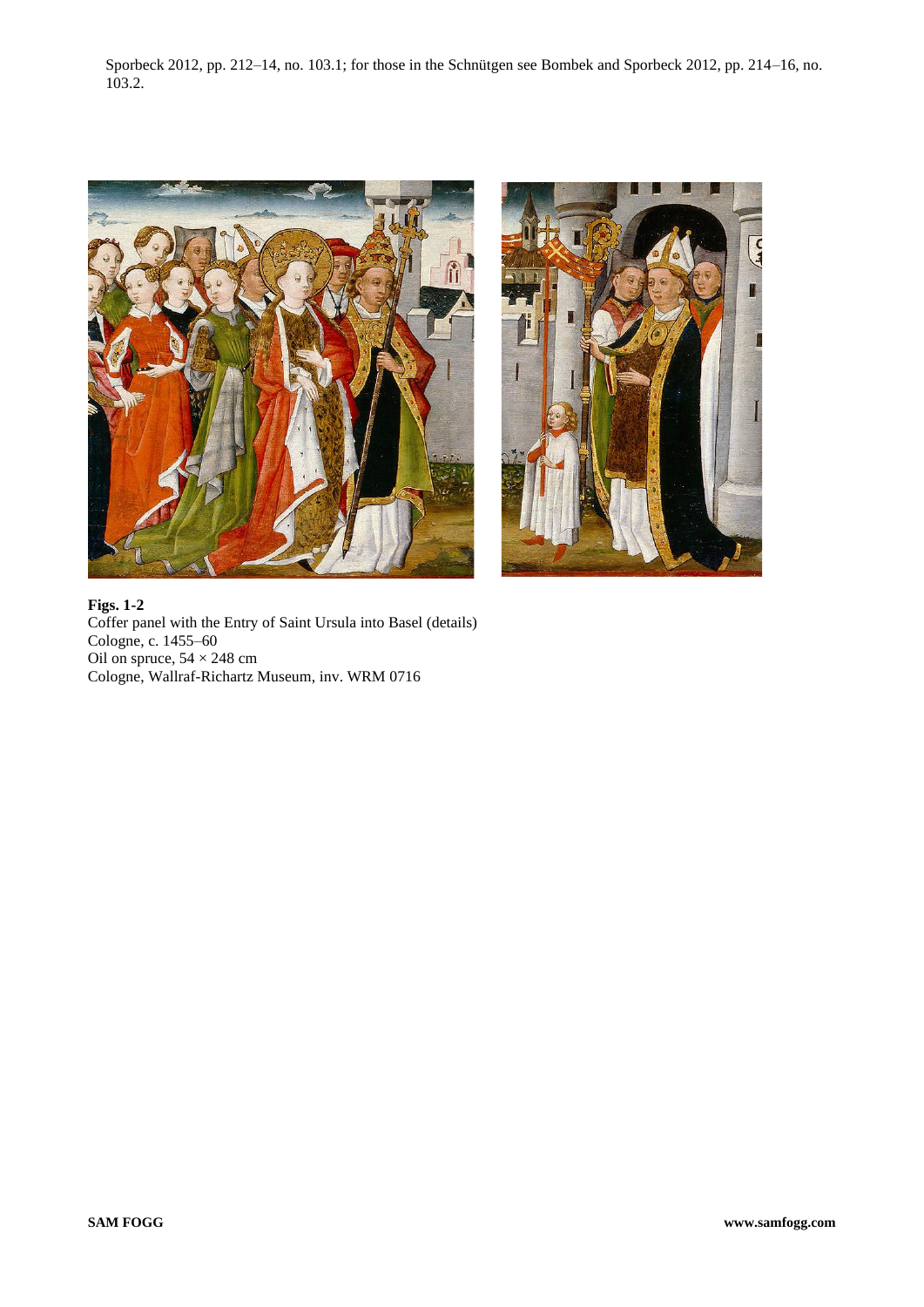Sporbeck 2012, pp. 212–14, no. 103.1; for those in the Schnütgen see Bombek and Sporbeck 2012, pp. 214–16, no. 103.2.

**Figs. 1-2**
Coffer panel with the Entry of Saint Ursula into Basel (details)
Cologne, c. 1455–60
Oil on spruce, 54 × 248 cm
Cologne, Wallraf-Richartz Museum, inv. WRM 0716